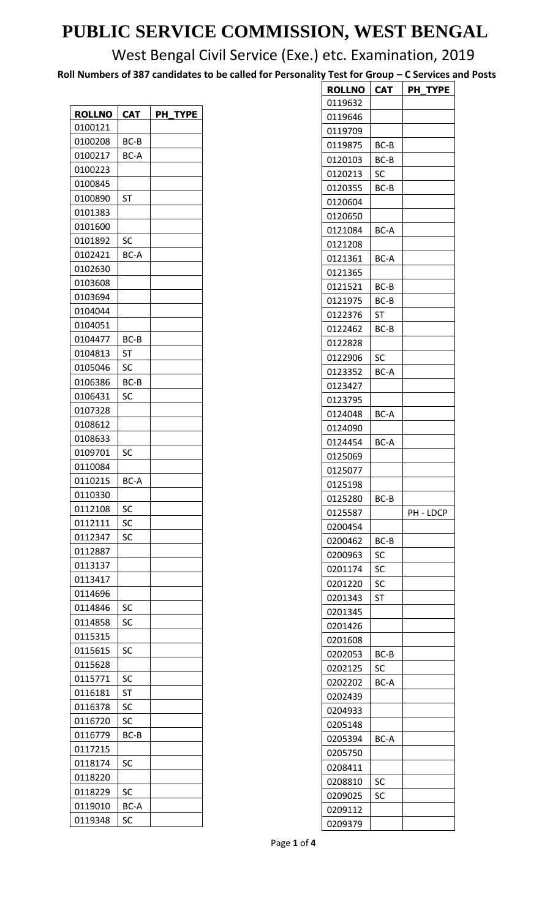# PUBLIC SERVICE COMMISSION, WEST BENGAL

## West Bengal Civil Service (Exe.) etc. Examination, 2019

**Roll Numbers of 387 candidates to be called for Personality Test for Group – C Services and Posts**

| ROLLNO | CAT | PH_TYPE |
|---|---|---|
| 0100121 | | |
| 0100208 | BC-B | |
| 0100217 | BC-A | |
| 0100223 | | |
| 0100845 | | |
| 0100890 | ST | |
| 0101383 | | |
| 0101600 | | |
| 0101892 | SC | |
| 0102421 | BC-A | |
| 0102630 | | |
| 0103608 | | |
| 0103694 | | |
| 0104044 | | |
| 0104051 | | |
| 0104477 | BC-B | |
| 0104813 | ST | |
| 0105046 | SC | |
| 0106386 | BC-B | |
| 0106431 | SC | |
| 0107328 | | |
| 0108612 | | |
| 0108633 | | |
| 0109701 | SC | |
| 0110084 | | |
| 0110215 | BC-A | |
| 0110330 | | |
| 0112108 | SC | |
| 0112111 | SC | |
| 0112347 | SC | |
| 0112887 | | |
| 0113137 | | |
| 0113417 | | |
| 0114696 | | |
| 0114846 | SC | |
| 0114858 | SC | |
| 0115315 | | |
| 0115615 | SC | |
| 0115628 | | |
| 0115771 | SC | |
| 0116181 | ST | |
| 0116378 | SC | |
| 0116720 | SC | |
| 0116779 | BC-B | |
| 0117215 | | |
| 0118174 | SC | |
| 0118220 | | |
| 0118229 | SC | |
| 0119010 | BC-A | |
| 0119348 | SC | |
| 0119632 | | |
| 0119646 | | |
| 0119709 | | |
| 0119875 | BC-B | |
| 0120103 | BC-B | |
| 0120213 | SC | |
| 0120355 | BC-B | |
| 0120604 | | |
| 0120650 | | |
| 0121084 | BC-A | |
| 0121208 | | |
| 0121361 | BC-A | |
| 0121365 | | |
| 0121521 | BC-B | |
| 0121975 | BC-B | |
| 0122376 | ST | |
| 0122462 | BC-B | |
| 0122828 | | |
| 0122906 | SC | |
| 0123352 | BC-A | |
| 0123427 | | |
| 0123795 | | |
| 0124048 | BC-A | |
| 0124090 | | |
| 0124454 | BC-A | |
| 0125069 | | |
| 0125077 | | |
| 0125198 | | |
| 0125280 | BC-B | |
| 0125587 | | PH - LDCP |
| 0200454 | | |
| 0200462 | BC-B | |
| 0200963 | SC | |
| 0201174 | SC | |
| 0201220 | SC | |
| 0201343 | ST | |
| 0201345 | | |
| 0201426 | | |
| 0201608 | | |
| 0202053 | BC-B | |
| 0202125 | SC | |
| 0202202 | BC-A | |
| 0202439 | | |
| 0204933 | | |
| 0205148 | | |
| 0205394 | BC-A | |
| 0205750 | | |
| 0208411 | | |
| 0208810 | SC | |
| 0209025 | SC | |
| 0209112 | | |
| 0209379 | | |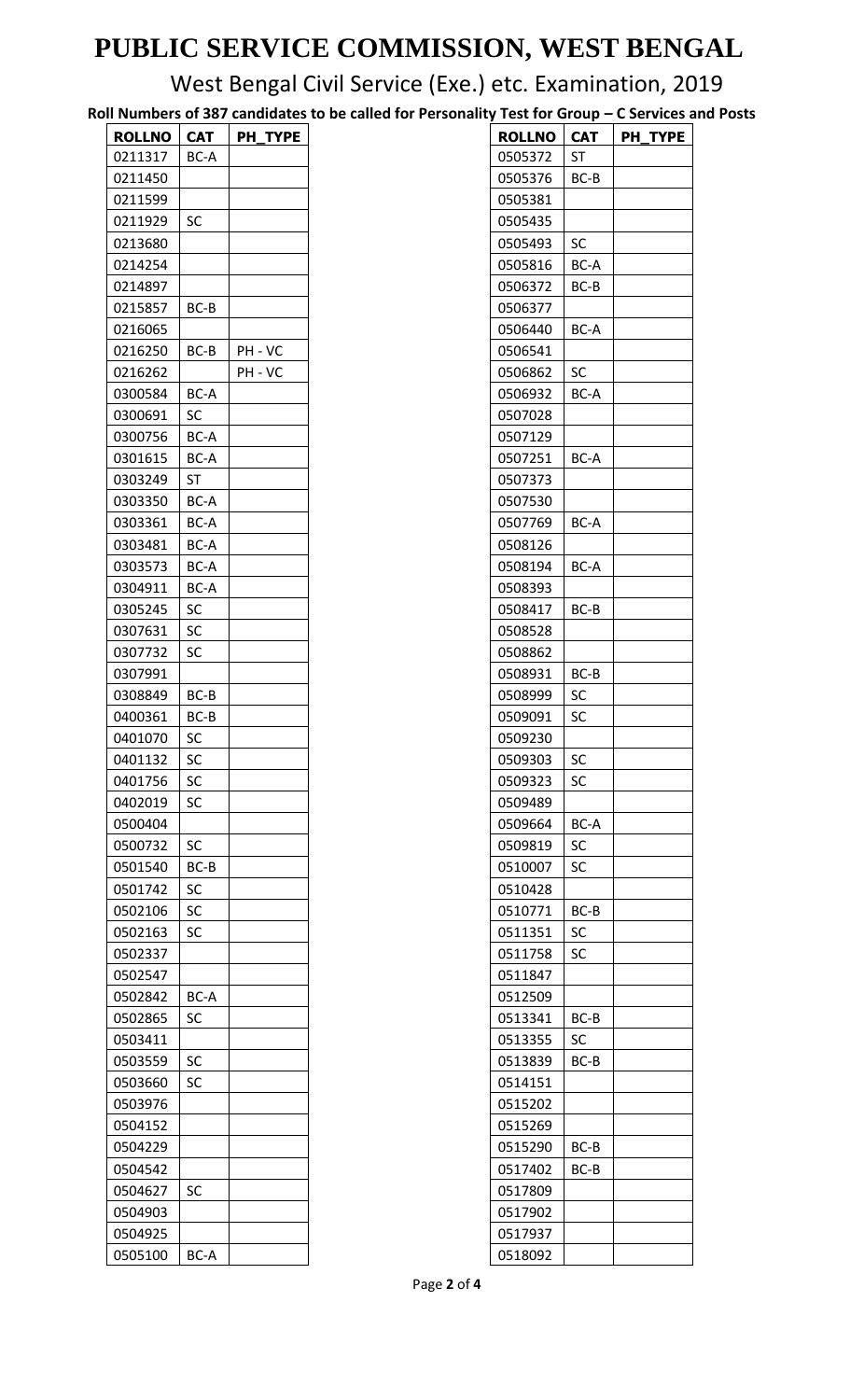# PUBLIC SERVICE COMMISSION, WEST BENGAL

## West Bengal Civil Service (Exe.) etc. Examination, 2019

**Roll Numbers of 387 candidates to be called for Personality Test for Group – C Services and Posts**

| ROLLNO | CAT | PH_TYPE |
|---|---|---|
| 0211317 | BC-A | |
| 0211450 | | |
| 0211599 | | |
| 0211929 | SC | |
| 0213680 | | |
| 0214254 | | |
| 0214897 | | |
| 0215857 | BC-B | |
| 0216065 | | |
| 0216250 | BC-B | PH - VC |
| 0216262 | | PH - VC |
| 0300584 | BC-A | |
| 0300691 | SC | |
| 0300756 | BC-A | |
| 0301615 | BC-A | |
| 0303249 | ST | |
| 0303350 | BC-A | |
| 0303361 | BC-A | |
| 0303481 | BC-A | |
| 0303573 | BC-A | |
| 0304911 | BC-A | |
| 0305245 | SC | |
| 0307631 | SC | |
| 0307732 | SC | |
| 0307991 | | |
| 0308849 | BC-B | |
| 0400361 | BC-B | |
| 0401070 | SC | |
| 0401132 | SC | |
| 0401756 | SC | |
| 0402019 | SC | |
| 0500404 | | |
| 0500732 | SC | |
| 0501540 | BC-B | |
| 0501742 | SC | |
| 0502106 | SC | |
| 0502163 | SC | |
| 0502337 | | |
| 0502547 | | |
| 0502842 | BC-A | |
| 0502865 | SC | |
| 0503411 | | |
| 0503559 | SC | |
| 0503660 | SC | |
| 0503976 | | |
| 0504152 | | |
| 0504229 | | |
| 0504542 | | |
| 0504627 | SC | |
| 0504903 | | |
| 0504925 | | |
| 0505100 | BC-A | |
| 0505372 | ST | |
| 0505376 | BC-B | |
| 0505381 | | |
| 0505435 | | |
| 0505493 | SC | |
| 0505816 | BC-A | |
| 0506372 | BC-B | |
| 0506377 | | |
| 0506440 | BC-A | |
| 0506541 | | |
| 0506862 | SC | |
| 0506932 | BC-A | |
| 0507028 | | |
| 0507129 | | |
| 0507251 | BC-A | |
| 0507373 | | |
| 0507530 | | |
| 0507769 | BC-A | |
| 0508126 | | |
| 0508194 | BC-A | |
| 0508393 | | |
| 0508417 | BC-B | |
| 0508528 | | |
| 0508862 | | |
| 0508931 | BC-B | |
| 0508999 | SC | |
| 0509091 | SC | |
| 0509230 | | |
| 0509303 | SC | |
| 0509323 | SC | |
| 0509489 | | |
| 0509664 | BC-A | |
| 0509819 | SC | |
| 0510007 | SC | |
| 0510428 | | |
| 0510771 | BC-B | |
| 0511351 | SC | |
| 0511758 | SC | |
| 0511847 | | |
| 0512509 | | |
| 0513341 | BC-B | |
| 0513355 | SC | |
| 0513839 | BC-B | |
| 0514151 | | |
| 0515202 | | |
| 0515269 | | |
| 0515290 | BC-B | |
| 0517402 | BC-B | |
| 0517809 | | |
| 0517902 | | |
| 0517937 | | |
| 0518092 | | |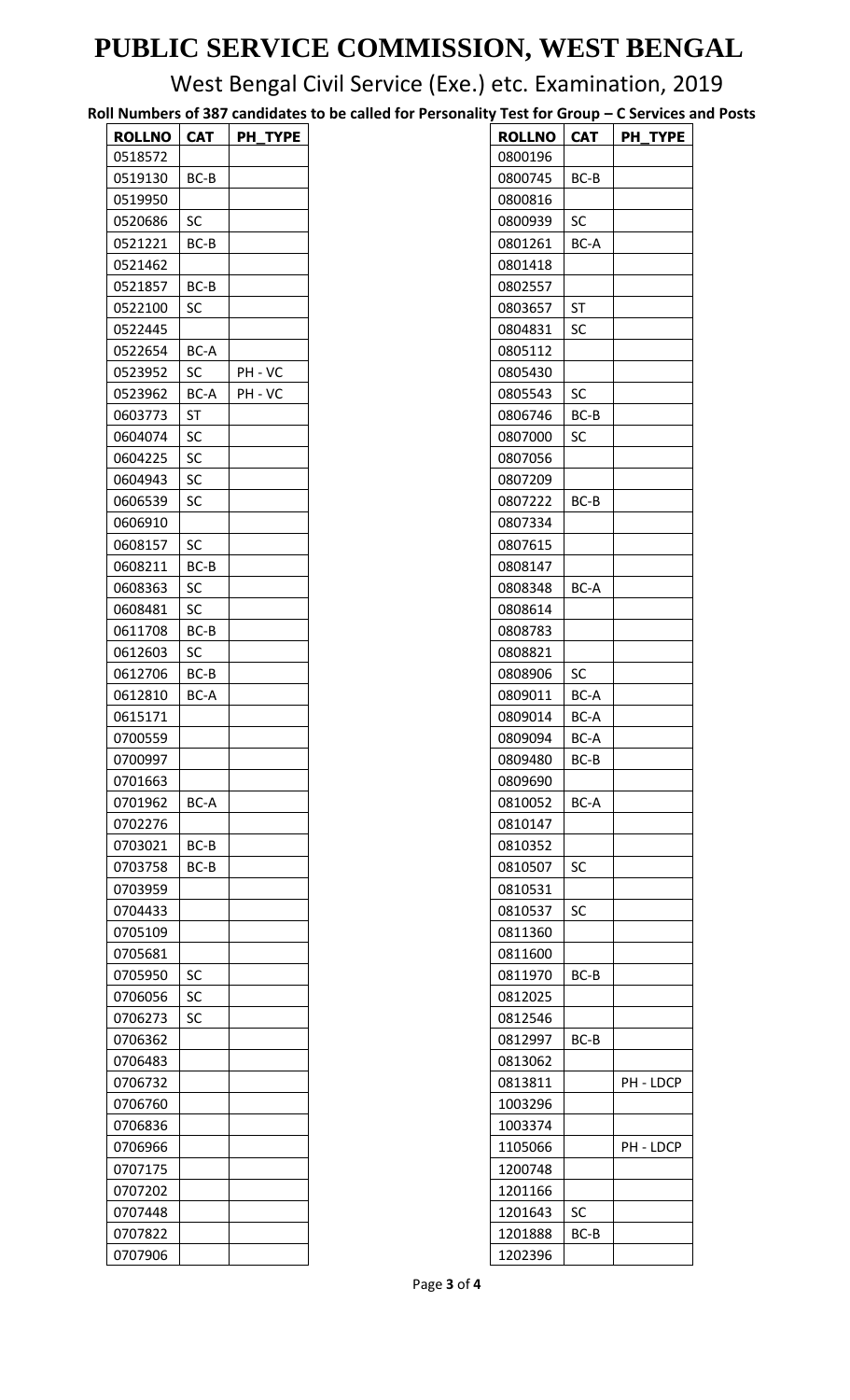# PUBLIC SERVICE COMMISSION, WEST BENGAL

## West Bengal Civil Service (Exe.) etc. Examination, 2019

### Roll Numbers of 387 candidates to be called for Personality Test for Group – C Services and Posts

| ROLLNO | CAT | PH_TYPE |
|---|---|---|
| 0518572 | | |
| 0519130 | BC-B | |
| 0519950 | | |
| 0520686 | SC | |
| 0521221 | BC-B | |
| 0521462 | | |
| 0521857 | BC-B | |
| 0522100 | SC | |
| 0522445 | | |
| 0522654 | BC-A | |
| 0523952 | SC | PH - VC |
| 0523962 | BC-A | PH - VC |
| 0603773 | ST | |
| 0604074 | SC | |
| 0604225 | SC | |
| 0604943 | SC | |
| 0606539 | SC | |
| 0606910 | | |
| 0608157 | SC | |
| 0608211 | BC-B | |
| 0608363 | SC | |
| 0608481 | SC | |
| 0611708 | BC-B | |
| 0612603 | SC | |
| 0612706 | BC-B | |
| 0612810 | BC-A | |
| 0615171 | | |
| 0700559 | | |
| 0700997 | | |
| 0701663 | | |
| 0701962 | BC-A | |
| 0702276 | | |
| 0703021 | BC-B | |
| 0703758 | BC-B | |
| 0703959 | | |
| 0704433 | | |
| 0705109 | | |
| 0705681 | | |
| 0705950 | SC | |
| 0706056 | SC | |
| 0706273 | SC | |
| 0706362 | | |
| 0706483 | | |
| 0706732 | | |
| 0706760 | | |
| 0706836 | | |
| 0706966 | | |
| 0707175 | | |
| 0707202 | | |
| 0707448 | | |
| 0707822 | | |
| 0707906 | | |
| 0800196 | | |
| 0800745 | BC-B | |
| 0800816 | | |
| 0800939 | SC | |
| 0801261 | BC-A | |
| 0801418 | | |
| 0802557 | | |
| 0803657 | ST | |
| 0804831 | SC | |
| 0805112 | | |
| 0805430 | | |
| 0805543 | SC | |
| 0806746 | BC-B | |
| 0807000 | SC | |
| 0807056 | | |
| 0807209 | | |
| 0807222 | BC-B | |
| 0807334 | | |
| 0807615 | | |
| 0808147 | | |
| 0808348 | BC-A | |
| 0808614 | | |
| 0808783 | | |
| 0808821 | | |
| 0808906 | SC | |
| 0809011 | BC-A | |
| 0809014 | BC-A | |
| 0809094 | BC-A | |
| 0809480 | BC-B | |
| 0809690 | | |
| 0810052 | BC-A | |
| 0810147 | | |
| 0810352 | | |
| 0810507 | SC | |
| 0810531 | | |
| 0810537 | SC | |
| 0811360 | | |
| 0811600 | | |
| 0811970 | BC-B | |
| 0812025 | | |
| 0812546 | | |
| 0812997 | BC-B | |
| 0813062 | | |
| 0813811 | | PH - LDCP |
| 1003296 | | |
| 1003374 | | |
| 1105066 | | PH - LDCP |
| 1200748 | | |
| 1201166 | | |
| 1201643 | SC | |
| 1201888 | BC-B | |
| 1202396 | | |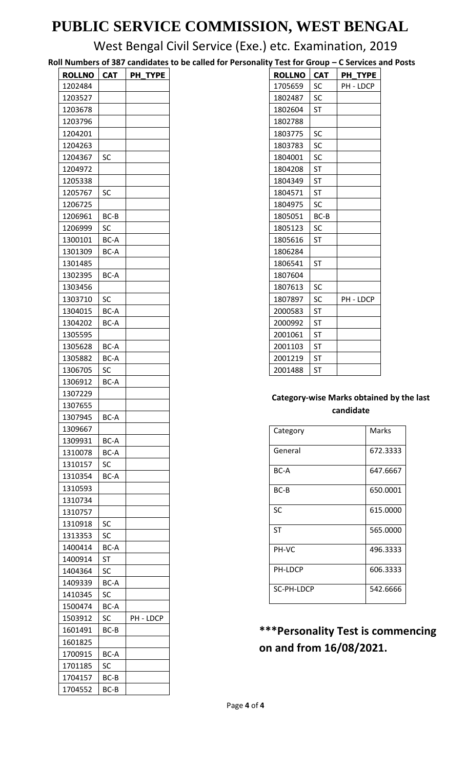# PUBLIC SERVICE COMMISSION, WEST BENGAL

## West Bengal Civil Service (Exe.) etc. Examination, 2019

**Roll Numbers of 387 candidates to be called for Personality Test for Group – C Services and Posts**

| ROLLNO | CAT | PH_TYPE |
|---|---|---|
| 1202484 | | |
| 1203527 | | |
| 1203678 | | |
| 1203796 | | |
| 1204201 | | |
| 1204263 | | |
| 1204367 | SC | |
| 1204972 | | |
| 1205338 | | |
| 1205767 | SC | |
| 1206725 | | |
| 1206961 | BC-B | |
| 1206999 | SC | |
| 1300101 | BC-A | |
| 1301309 | BC-A | |
| 1301485 | | |
| 1302395 | BC-A | |
| 1303456 | | |
| 1303710 | SC | |
| 1304015 | BC-A | |
| 1304202 | BC-A | |
| 1305595 | | |
| 1305628 | BC-A | |
| 1305882 | BC-A | |
| 1306705 | SC | |
| 1306912 | BC-A | |
| 1307229 | | |
| 1307655 | | |
| 1307945 | BC-A | |
| 1309667 | | |
| 1309931 | BC-A | |
| 1310078 | BC-A | |
| 1310157 | SC | |
| 1310354 | BC-A | |
| 1310593 | | |
| 1310734 | | |
| 1310757 | | |
| 1310918 | SC | |
| 1313353 | SC | |
| 1400414 | BC-A | |
| 1400914 | ST | |
| 1404364 | SC | |
| 1409339 | BC-A | |
| 1410345 | SC | |
| 1500474 | BC-A | |
| 1503912 | SC | PH - LDCP |
| 1601491 | BC-B | |
| 1601825 | | |
| 1700915 | BC-A | |
| 1701185 | SC | |
| 1704157 | BC-B | |
| 1704552 | BC-B | |
| 1705659 | SC | PH - LDCP |
| 1802487 | SC | |
| 1802604 | ST | |
| 1802788 | | |
| 1803775 | SC | |
| 1803783 | SC | |
| 1804001 | SC | |
| 1804208 | ST | |
| 1804349 | ST | |
| 1804571 | ST | |
| 1804975 | SC | |
| 1805051 | BC-B | |
| 1805123 | SC | |
| 1805616 | ST | |
| 1806284 | | |
| 1806541 | ST | |
| 1807604 | | |
| 1807613 | SC | |
| 1807897 | SC | PH - LDCP |
| 2000583 | ST | |
| 2000992 | ST | |
| 2001061 | ST | |
| 2001103 | ST | |
| 2001219 | ST | |
| 2001488 | ST | |

**Category-wise Marks obtained by the last candidate**

| Category | Marks |
|---|---|
| General | 672.3333 |
| BC-A | 647.6667 |
| BC-B | 650.0001 |
| SC | 615.0000 |
| ST | 565.0000 |
| PH-VC | 496.3333 |
| PH-LDCP | 606.3333 |
| SC-PH-LDCP | 542.6666 |

**\*\*\*Personality Test is commencing on and from 16/08/2021.**